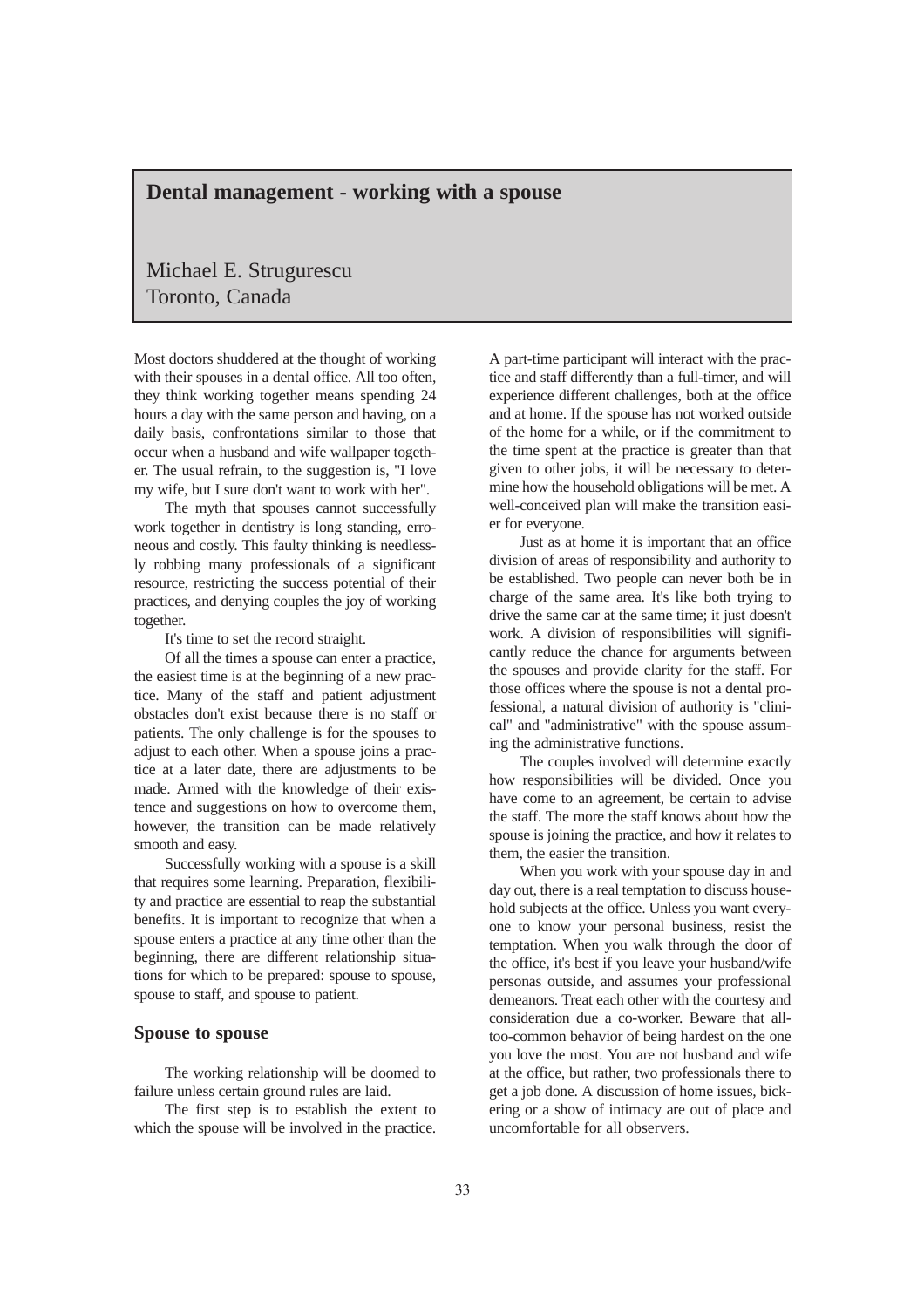# Dental management - working with a spouse

Michael E. Strugurescu
Toronto, Canada

Most doctors shuddered at the thought of working with their spouses in a dental office. All too often, they think working together means spending 24 hours a day with the same person and having, on a daily basis, confrontations similar to those that occur when a husband and wife wallpaper together. The usual refrain, to the suggestion is, "I love my wife, but I sure don't want to work with her".

The myth that spouses cannot successfully work together in dentistry is long standing, erroneous and costly. This faulty thinking is needlessly robbing many professionals of a significant resource, restricting the success potential of their practices, and denying couples the joy of working together.

It's time to set the record straight.

Of all the times a spouse can enter a practice, the easiest time is at the beginning of a new practice. Many of the staff and patient adjustment obstacles don't exist because there is no staff or patients. The only challenge is for the spouses to adjust to each other. When a spouse joins a practice at a later date, there are adjustments to be made. Armed with the knowledge of their existence and suggestions on how to overcome them, however, the transition can be made relatively smooth and easy.

Successfully working with a spouse is a skill that requires some learning. Preparation, flexibility and practice are essential to reap the substantial benefits. It is important to recognize that when a spouse enters a practice at any time other than the beginning, there are different relationship situations for which to be prepared: spouse to spouse, spouse to staff, and spouse to patient.

## Spouse to spouse

The working relationship will be doomed to failure unless certain ground rules are laid.

The first step is to establish the extent to which the spouse will be involved in the practice. A part-time participant will interact with the practice and staff differently than a full-timer, and will experience different challenges, both at the office and at home. If the spouse has not worked outside of the home for a while, or if the commitment to the time spent at the practice is greater than that given to other jobs, it will be necessary to determine how the household obligations will be met. A well-conceived plan will make the transition easier for everyone.

Just as at home it is important that an office division of areas of responsibility and authority to be established. Two people can never both be in charge of the same area. It's like both trying to drive the same car at the same time; it just doesn't work. A division of responsibilities will significantly reduce the chance for arguments between the spouses and provide clarity for the staff. For those offices where the spouse is not a dental professional, a natural division of authority is "clinical" and "administrative" with the spouse assuming the administrative functions.

The couples involved will determine exactly how responsibilities will be divided. Once you have come to an agreement, be certain to advise the staff. The more the staff knows about how the spouse is joining the practice, and how it relates to them, the easier the transition.

When you work with your spouse day in and day out, there is a real temptation to discuss household subjects at the office. Unless you want everyone to know your personal business, resist the temptation. When you walk through the door of the office, it's best if you leave your husband/wife personas outside, and assumes your professional demeanors. Treat each other with the courtesy and consideration due a co-worker. Beware that all-too-common behavior of being hardest on the one you love the most. You are not husband and wife at the office, but rather, two professionals there to get a job done. A discussion of home issues, bickering or a show of intimacy are out of place and uncomfortable for all observers.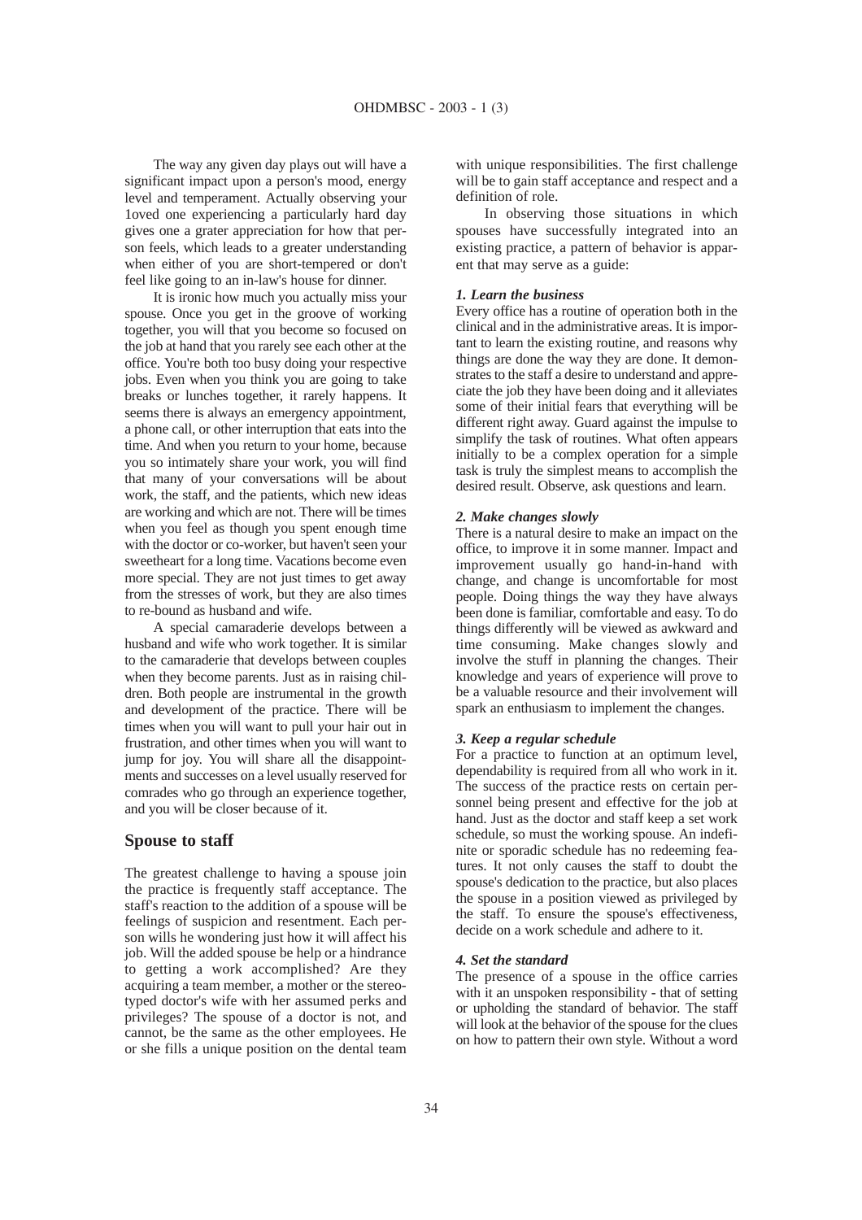The way any given day plays out will have a significant impact upon a person's mood, energy level and temperament. Actually observing your 1oved one experiencing a particularly hard day gives one a grater appreciation for how that person feels, which leads to a greater understanding when either of you are short-tempered or don't feel like going to an in-law's house for dinner.

It is ironic how much you actually miss your spouse. Once you get in the groove of working together, you will that you become so focused on the job at hand that you rarely see each other at the office. You're both too busy doing your respective jobs. Even when you think you are going to take breaks or lunches together, it rarely happens. It seems there is always an emergency appointment, a phone call, or other interruption that eats into the time. And when you return to your home, because you so intimately share your work, you will find that many of your conversations will be about work, the staff, and the patients, which new ideas are working and which are not. There will be times when you feel as though you spent enough time with the doctor or co-worker, but haven't seen your sweetheart for a long time. Vacations become even more special. They are not just times to get away from the stresses of work, but they are also times to re-bound as husband and wife.

A special camaraderie develops between a husband and wife who work together. It is similar to the camaraderie that develops between couples when they become parents. Just as in raising children. Both people are instrumental in the growth and development of the practice. There will be times when you will want to pull your hair out in frustration, and other times when you will want to jump for joy. You will share all the disappointments and successes on a level usually reserved for comrades who go through an experience together, and you will be closer because of it.

## Spouse to staff

The greatest challenge to having a spouse join the practice is frequently staff acceptance. The staff's reaction to the addition of a spouse will be feelings of suspicion and resentment. Each person wills he wondering just how it will affect his job. Will the added spouse be help or a hindrance to getting a work accomplished? Are they acquiring a team member, a mother or the stereotyped doctor's wife with her assumed perks and privileges? The spouse of a doctor is not, and cannot, be the same as the other employees. He or she fills a unique position on the dental team with unique responsibilities. The first challenge will be to gain staff acceptance and respect and a definition of role.

In observing those situations in which spouses have successfully integrated into an existing practice, a pattern of behavior is apparent that may serve as a guide:

***1. Learn the business***

Every office has a routine of operation both in the clinical and in the administrative areas. It is important to learn the existing routine, and reasons why things are done the way they are done. It demonstrates to the staff a desire to understand and appreciate the job they have been doing and it alleviates some of their initial fears that everything will be different right away. Guard against the impulse to simplify the task of routines. What often appears initially to be a complex operation for a simple task is truly the simplest means to accomplish the desired result. Observe, ask questions and learn.

***2. Make changes slowly***

There is a natural desire to make an impact on the office, to improve it in some manner. Impact and improvement usually go hand-in-hand with change, and change is uncomfortable for most people. Doing things the way they have always been done is familiar, comfortable and easy. To do things differently will be viewed as awkward and time consuming. Make changes slowly and involve the stuff in planning the changes. Their knowledge and years of experience will prove to be a valuable resource and their involvement will spark an enthusiasm to implement the changes.

***3. Keep a regular schedule***

For a practice to function at an optimum level, dependability is required from all who work in it. The success of the practice rests on certain personnel being present and effective for the job at hand. Just as the doctor and staff keep a set work schedule, so must the working spouse. An indefinite or sporadic schedule has no redeeming features. It not only causes the staff to doubt the spouse's dedication to the practice, but also places the spouse in a position viewed as privileged by the staff. To ensure the spouse's effectiveness, decide on a work schedule and adhere to it.

***4. Set the standard***

The presence of a spouse in the office carries with it an unspoken responsibility - that of setting or upholding the standard of behavior. The staff will look at the behavior of the spouse for the clues on how to pattern their own style. Without a word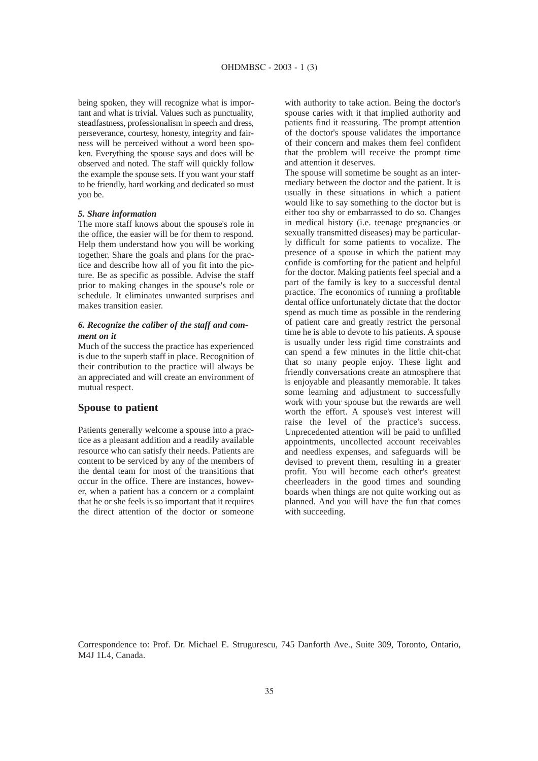being spoken, they will recognize what is important and what is trivial. Values such as punctuality, steadfastness, professionalism in speech and dress, perseverance, courtesy, honesty, integrity and fairness will be perceived without a word been spoken. Everything the spouse says and does will be observed and noted. The staff will quickly follow the example the spouse sets. If you want your staff to be friendly, hard working and dedicated so must you be.

***5. Share information***

The more staff knows about the spouse's role in the office, the easier will be for them to respond. Help them understand how you will be working together. Share the goals and plans for the practice and describe how all of you fit into the picture. Be as specific as possible. Advise the staff prior to making changes in the spouse's role or schedule. It eliminates unwanted surprises and makes transition easier.

***6. Recognize the caliber of the staff and comment on it***

Much of the success the practice has experienced is due to the superb staff in place. Recognition of their contribution to the practice will always be an appreciated and will create an environment of mutual respect.

## Spouse to patient

Patients generally welcome a spouse into a practice as a pleasant addition and a readily available resource who can satisfy their needs. Patients are content to be serviced by any of the members of the dental team for most of the transitions that occur in the office. There are instances, however, when a patient has a concern or a complaint that he or she feels is so important that it requires the direct attention of the doctor or someone with authority to take action. Being the doctor's spouse caries with it that implied authority and patients find it reassuring. The prompt attention of the doctor's spouse validates the importance of their concern and makes them feel confident that the problem will receive the prompt time and attention it deserves.

The spouse will sometime be sought as an intermediary between the doctor and the patient. It is usually in these situations in which a patient would like to say something to the doctor but is either too shy or embarrassed to do so. Changes in medical history (i.e. teenage pregnancies or sexually transmitted diseases) may be particularly difficult for some patients to vocalize. The presence of a spouse in which the patient may confide is comforting for the patient and helpful for the doctor. Making patients feel special and a part of the family is key to a successful dental practice. The economics of running a profitable dental office unfortunately dictate that the doctor spend as much time as possible in the rendering of patient care and greatly restrict the personal time he is able to devote to his patients. A spouse is usually under less rigid time constraints and can spend a few minutes in the little chit-chat that so many people enjoy. These light and friendly conversations create an atmosphere that is enjoyable and pleasantly memorable. It takes some learning and adjustment to successfully work with your spouse but the rewards are well worth the effort. A spouse's vest interest will raise the level of the practice's success. Unprecedented attention will be paid to unfilled appointments, uncollected account receivables and needless expenses, and safeguards will be devised to prevent them, resulting in a greater profit. You will become each other's greatest cheerleaders in the good times and sounding boards when things are not quite working out as planned. And you will have the fun that comes with succeeding.

Correspondence to: Prof. Dr. Michael E. Strugurescu, 745 Danforth Ave., Suite 309, Toronto, Ontario, M4J 1L4, Canada.